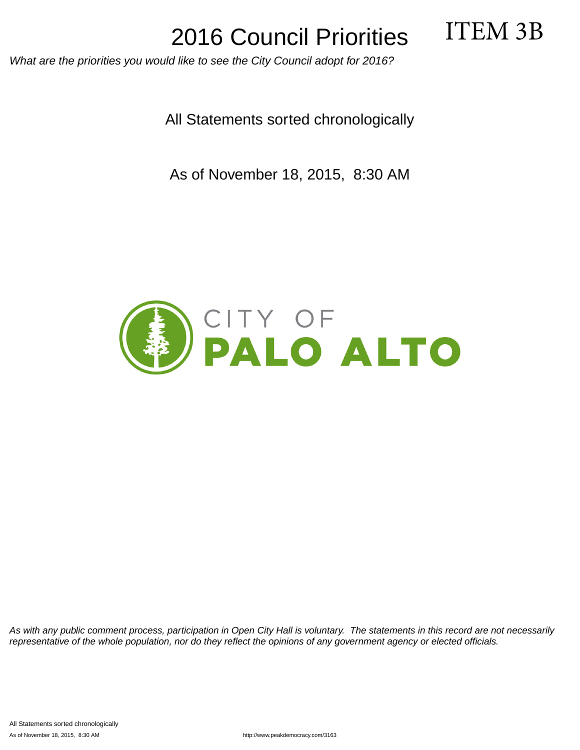# 2016 Council Priorities

ITEM 3B

*What are the priorities you would like to see the City Council adopt for 2016?*

All Statements sorted chronologically

As of November 18, 2015, 8:30 AM

CITY OF
**PALO ALTO**

*As with any public comment process, participation in Open City Hall is voluntary. The statements in this record are not necessarily representative of the whole population, nor do they reflect the opinions of any government agency or elected officials.*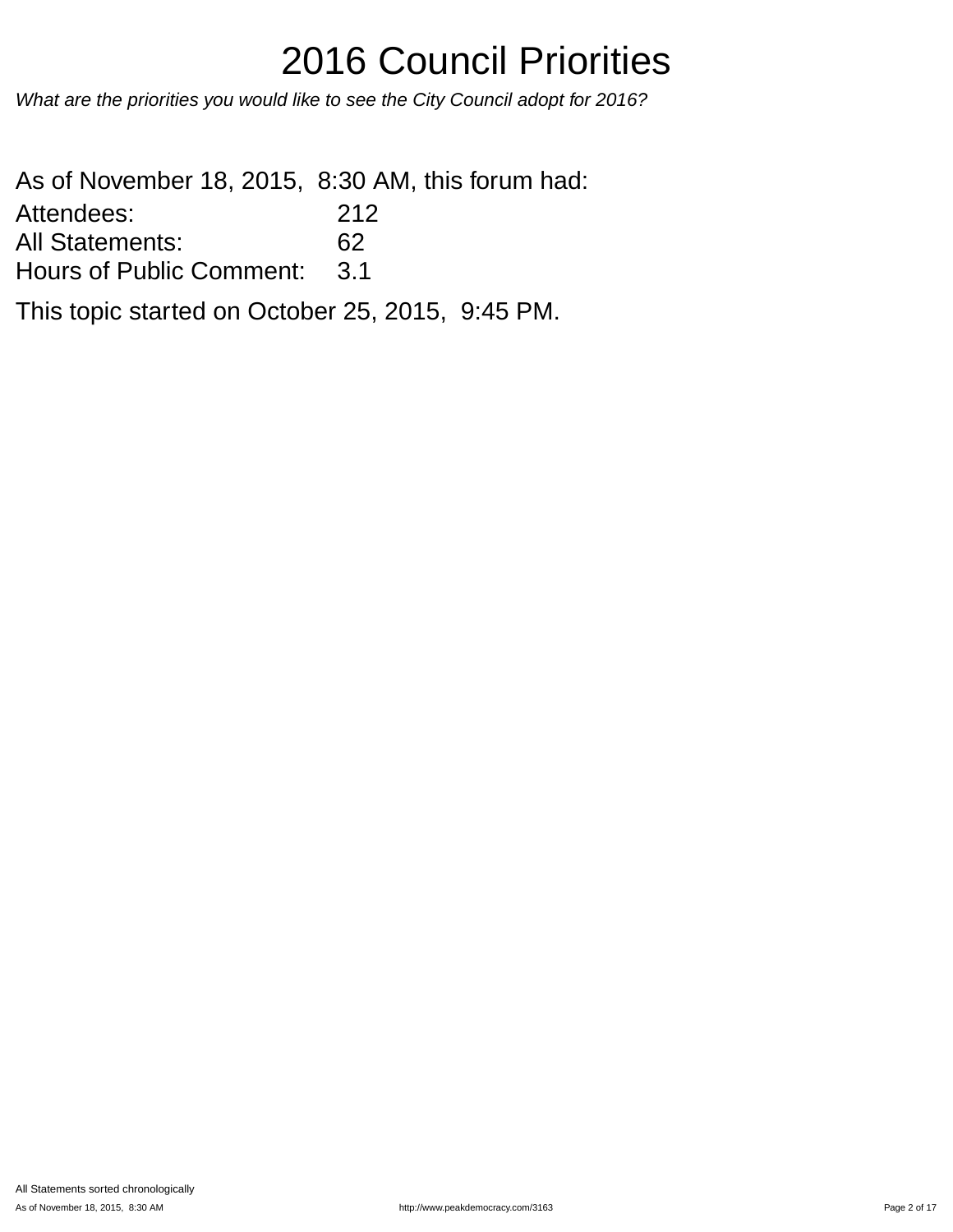# 2016 Council Priorities

*What are the priorities you would like to see the City Council adopt for 2016?*

As of November 18, 2015, 8:30 AM, this forum had:

| | |
|---|---|
| Attendees: | 212 |
| All Statements: | 62 |
| Hours of Public Comment: | 3.1 |

This topic started on October 25, 2015, 9:45 PM.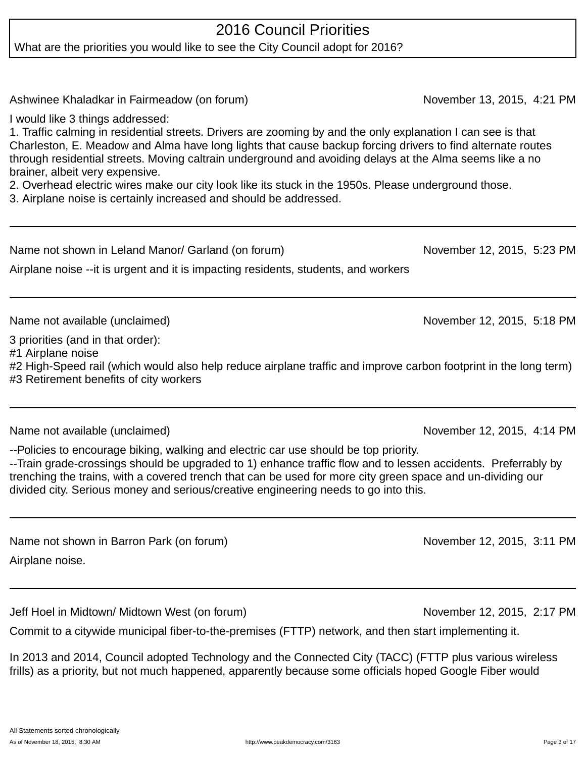# 2016 Council Priorities

What are the priorities you would like to see the City Council adopt for 2016?

---

Ashwinee Khaladkar in Fairmeadow (on forum) — November 13, 2015, 4:21 PM

I would like 3 things addressed:
1. Traffic calming in residential streets. Drivers are zooming by and the only explanation I can see is that Charleston, E. Meadow and Alma have long lights that cause backup forcing drivers to find alternate routes through residential streets. Moving caltrain underground and avoiding delays at the Alma seems like a no brainer, albeit very expensive.
2. Overhead electric wires make our city look like its stuck in the 1950s. Please underground those.
3. Airplane noise is certainly increased and should be addressed.

---

Name not shown in Leland Manor/ Garland (on forum) — November 12, 2015, 5:23 PM

Airplane noise --it is urgent and it is impacting residents, students, and workers

---

Name not available (unclaimed) — November 12, 2015, 5:18 PM

3 priorities (and in that order):
#1 Airplane noise
#2 High-Speed rail (which would also help reduce airplane traffic and improve carbon footprint in the long term)
#3 Retirement benefits of city workers

---

Name not available (unclaimed) — November 12, 2015, 4:14 PM

--Policies to encourage biking, walking and electric car use should be top priority.
--Train grade-crossings should be upgraded to 1) enhance traffic flow and to lessen accidents. Preferrably by trenching the trains, with a covered trench that can be used for more city green space and un-dividing our divided city. Serious money and serious/creative engineering needs to go into this.

---

Name not shown in Barron Park (on forum) — November 12, 2015, 3:11 PM

Airplane noise.

---

Jeff Hoel in Midtown/ Midtown West (on forum) — November 12, 2015, 2:17 PM

Commit to a citywide municipal fiber-to-the-premises (FTTP) network, and then start implementing it.

In 2013 and 2014, Council adopted Technology and the Connected City (TACC) (FTTP plus various wireless frills) as a priority, but not much happened, apparently because some officials hoped Google Fiber would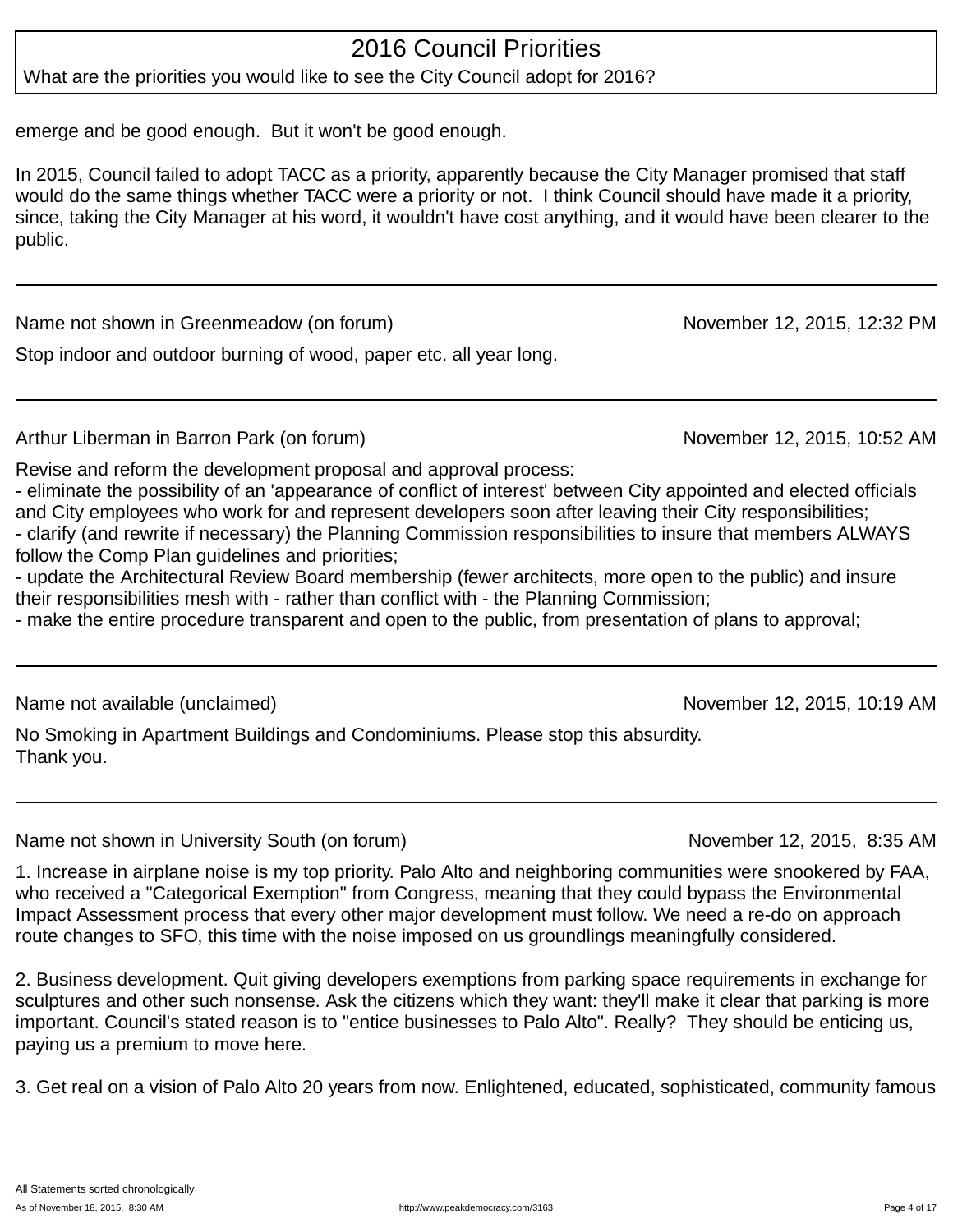# 2016 Council Priorities

What are the priorities you would like to see the City Council adopt for 2016?

emerge and be good enough. But it won't be good enough.

In 2015, Council failed to adopt TACC as a priority, apparently because the City Manager promised that staff would do the same things whether TACC were a priority or not. I think Council should have made it a priority, since, taking the City Manager at his word, it wouldn't have cost anything, and it would have been clearer to the public.

---

Name not shown in Greenmeadow (on forum) — November 12, 2015, 12:32 PM

Stop indoor and outdoor burning of wood, paper etc. all year long.

---

Arthur Liberman in Barron Park (on forum) — November 12, 2015, 10:52 AM

Revise and reform the development proposal and approval process:
- eliminate the possibility of an 'appearance of conflict of interest' between City appointed and elected officials and City employees who work for and represent developers soon after leaving their City responsibilities;
- clarify (and rewrite if necessary) the Planning Commission responsibilities to insure that members ALWAYS follow the Comp Plan guidelines and priorities;
- update the Architectural Review Board membership (fewer architects, more open to the public) and insure their responsibilities mesh with - rather than conflict with - the Planning Commission;
- make the entire procedure transparent and open to the public, from presentation of plans to approval;

---

Name not available (unclaimed) — November 12, 2015, 10:19 AM

No Smoking in Apartment Buildings and Condominiums. Please stop this absurdity.
Thank you.

---

Name not shown in University South (on forum) — November 12, 2015, 8:35 AM

1. Increase in airplane noise is my top priority. Palo Alto and neighboring communities were snookered by FAA, who received a "Categorical Exemption" from Congress, meaning that they could bypass the Environmental Impact Assessment process that every other major development must follow. We need a re-do on approach route changes to SFO, this time with the noise imposed on us groundlings meaningfully considered.

2. Business development. Quit giving developers exemptions from parking space requirements in exchange for sculptures and other such nonsense. Ask the citizens which they want: they'll make it clear that parking is more important. Council's stated reason is to "entice businesses to Palo Alto". Really? They should be enticing us, paying us a premium to move here.

3. Get real on a vision of Palo Alto 20 years from now. Enlightened, educated, sophisticated, community famous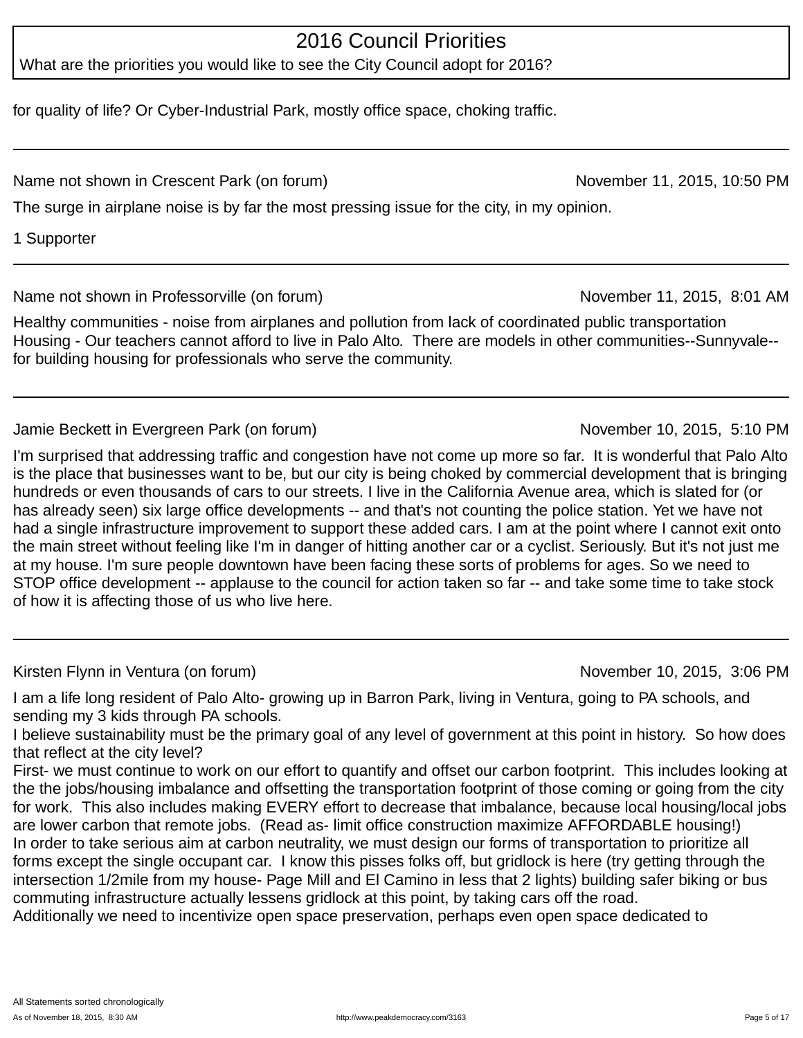for quality of life? Or Cyber-Industrial Park, mostly office space, choking traffic.

---

Name not shown in Crescent Park (on forum) November 11, 2015, 10:50 PM

The surge in airplane noise is by far the most pressing issue for the city, in my opinion.

1 Supporter

---

Name not shown in Professorville (on forum) November 11, 2015, 8:01 AM

Healthy communities - noise from airplanes and pollution from lack of coordinated public transportation
Housing - Our teachers cannot afford to live in Palo Alto. There are models in other communities--Sunnyvale--for building housing for professionals who serve the community.

---

Jamie Beckett in Evergreen Park (on forum) November 10, 2015, 5:10 PM

I'm surprised that addressing traffic and congestion have not come up more so far. It is wonderful that Palo Alto is the place that businesses want to be, but our city is being choked by commercial development that is bringing hundreds or even thousands of cars to our streets. I live in the California Avenue area, which is slated for (or has already seen) six large office developments -- and that's not counting the police station. Yet we have not had a single infrastructure improvement to support these added cars. I am at the point where I cannot exit onto the main street without feeling like I'm in danger of hitting another car or a cyclist. Seriously. But it's not just me at my house. I'm sure people downtown have been facing these sorts of problems for ages. So we need to STOP office development -- applause to the council for action taken so far -- and take some time to take stock of how it is affecting those of us who live here.

---

Kirsten Flynn in Ventura (on forum) November 10, 2015, 3:06 PM

I am a life long resident of Palo Alto- growing up in Barron Park, living in Ventura, going to PA schools, and sending my 3 kids through PA schools.
I believe sustainability must be the primary goal of any level of government at this point in history. So how does that reflect at the city level?
First- we must continue to work on our effort to quantify and offset our carbon footprint. This includes looking at the the jobs/housing imbalance and offsetting the transportation footprint of those coming or going from the city for work. This also includes making EVERY effort to decrease that imbalance, because local housing/local jobs are lower carbon that remote jobs. (Read as- limit office construction maximize AFFORDABLE housing!)
In order to take serious aim at carbon neutrality, we must design our forms of transportation to prioritize all forms except the single occupant car. I know this pisses folks off, but gridlock is here (try getting through the intersection 1/2mile from my house- Page Mill and El Camino in less that 2 lights) building safer biking or bus commuting infrastructure actually lessens gridlock at this point, by taking cars off the road.
Additionally we need to incentivize open space preservation, perhaps even open space dedicated to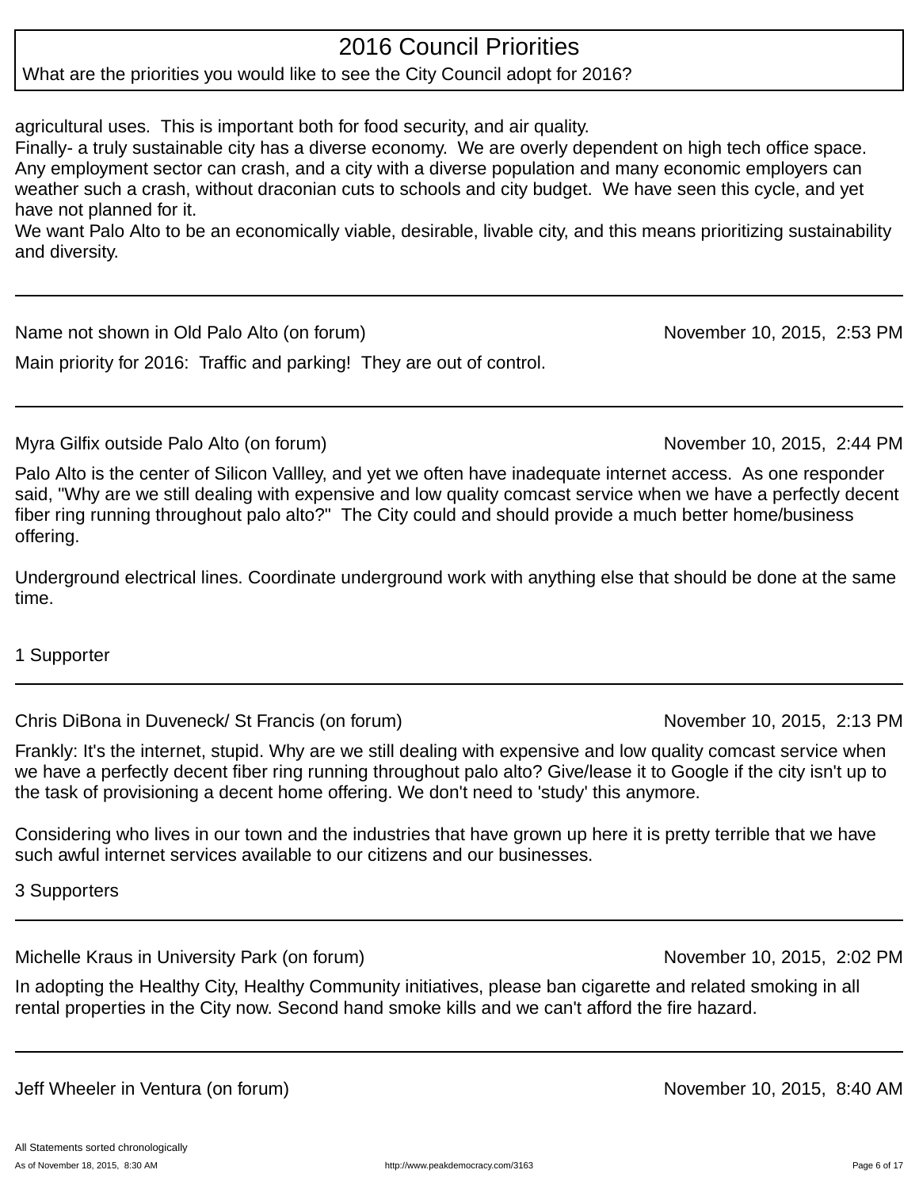agricultural uses. This is important both for food security, and air quality.
Finally- a truly sustainable city has a diverse economy. We are overly dependent on high tech office space. Any employment sector can crash, and a city with a diverse population and many economic employers can weather such a crash, without draconian cuts to schools and city budget. We have seen this cycle, and yet have not planned for it.
We want Palo Alto to be an economically viable, desirable, livable city, and this means prioritizing sustainability and diversity.

---

Name not shown in Old Palo Alto (on forum) — November 10, 2015, 2:53 PM

Main priority for 2016: Traffic and parking! They are out of control.

---

Myra Gilfix outside Palo Alto (on forum) — November 10, 2015, 2:44 PM

Palo Alto is the center of Silicon Vallley, and yet we often have inadequate internet access. As one responder said, "Why are we still dealing with expensive and low quality comcast service when we have a perfectly decent fiber ring running throughout palo alto?" The City could and should provide a much better home/business offering.

Underground electrical lines. Coordinate underground work with anything else that should be done at the same time.

1 Supporter

---

Chris DiBona in Duveneck/ St Francis (on forum) — November 10, 2015, 2:13 PM

Frankly: It's the internet, stupid. Why are we still dealing with expensive and low quality comcast service when we have a perfectly decent fiber ring running throughout palo alto? Give/lease it to Google if the city isn't up to the task of provisioning a decent home offering. We don't need to 'study' this anymore.

Considering who lives in our town and the industries that have grown up here it is pretty terrible that we have such awful internet services available to our citizens and our businesses.

3 Supporters

---

Michelle Kraus in University Park (on forum) — November 10, 2015, 2:02 PM

In adopting the Healthy City, Healthy Community initiatives, please ban cigarette and related smoking in all rental properties in the City now. Second hand smoke kills and we can't afford the fire hazard.

---

Jeff Wheeler in Ventura (on forum) — November 10, 2015, 8:40 AM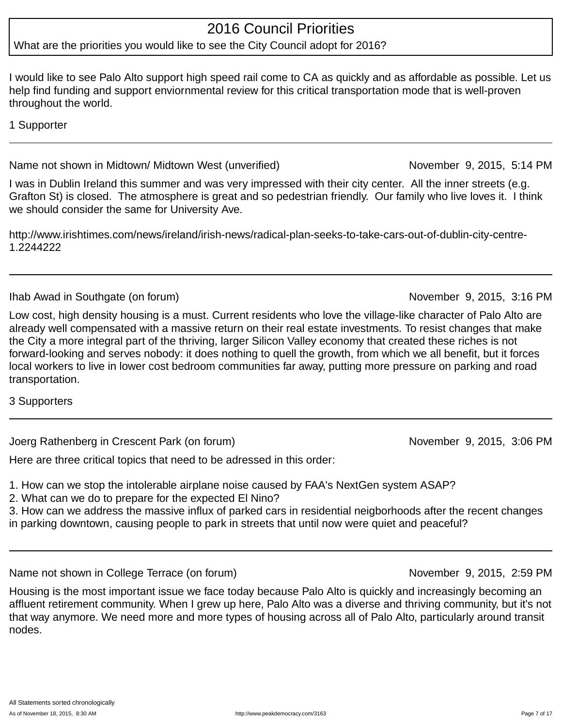# 2016 Council Priorities

What are the priorities you would like to see the City Council adopt for 2016?

I would like to see Palo Alto support high speed rail come to CA as quickly and as affordable as possible. Let us help find funding and support enviornmental review for this critical transportation mode that is well-proven throughout the world.

1 Supporter

---

Name not shown in Midtown/ Midtown West (unverified) November 9, 2015, 5:14 PM

I was in Dublin Ireland this summer and was very impressed with their city center. All the inner streets (e.g. Grafton St) is closed. The atmosphere is great and so pedestrian friendly. Our family who live loves it. I think we should consider the same for University Ave.

http://www.irishtimes.com/news/ireland/irish-news/radical-plan-seeks-to-take-cars-out-of-dublin-city-centre-1.2244222

---

Ihab Awad in Southgate (on forum) November 9, 2015, 3:16 PM

Low cost, high density housing is a must. Current residents who love the village-like character of Palo Alto are already well compensated with a massive return on their real estate investments. To resist changes that make the City a more integral part of the thriving, larger Silicon Valley economy that created these riches is not forward-looking and serves nobody: it does nothing to quell the growth, from which we all benefit, but it forces local workers to live in lower cost bedroom communities far away, putting more pressure on parking and road transportation.

3 Supporters

---

Joerg Rathenberg in Crescent Park (on forum) November 9, 2015, 3:06 PM

Here are three critical topics that need to be adressed in this order:

1. How can we stop the intolerable airplane noise caused by FAA's NextGen system ASAP?
2. What can we do to prepare for the expected El Nino?
3. How can we address the massive influx of parked cars in residential neigborhoods after the recent changes in parking downtown, causing people to park in streets that until now were quiet and peaceful?

---

Name not shown in College Terrace (on forum) November 9, 2015, 2:59 PM

Housing is the most important issue we face today because Palo Alto is quickly and increasingly becoming an affluent retirement community. When I grew up here, Palo Alto was a diverse and thriving community, but it's not that way anymore. We need more and more types of housing across all of Palo Alto, particularly around transit nodes.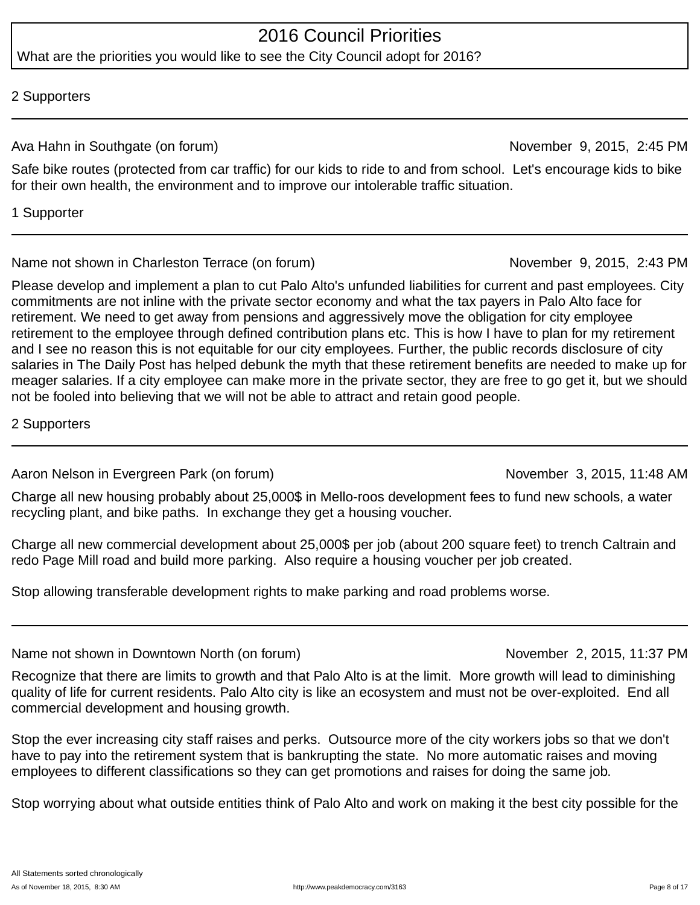## 2016 Council Priorities

What are the priorities you would like to see the City Council adopt for 2016?

2 Supporters

---

Ava Hahn in Southgate (on forum) November 9, 2015, 2:45 PM

Safe bike routes (protected from car traffic) for our kids to ride to and from school. Let's encourage kids to bike for their own health, the environment and to improve our intolerable traffic situation.

1 Supporter

---

Name not shown in Charleston Terrace (on forum) November 9, 2015, 2:43 PM

Please develop and implement a plan to cut Palo Alto's unfunded liabilities for current and past employees. City commitments are not inline with the private sector economy and what the tax payers in Palo Alto face for retirement. We need to get away from pensions and aggressively move the obligation for city employee retirement to the employee through defined contribution plans etc. This is how I have to plan for my retirement and I see no reason this is not equitable for our city employees. Further, the public records disclosure of city salaries in The Daily Post has helped debunk the myth that these retirement benefits are needed to make up for meager salaries. If a city employee can make more in the private sector, they are free to go get it, but we should not be fooled into believing that we will not be able to attract and retain good people.

2 Supporters

---

Aaron Nelson in Evergreen Park (on forum) November 3, 2015, 11:48 AM

Charge all new housing probably about 25,000$ in Mello-roos development fees to fund new schools, a water recycling plant, and bike paths. In exchange they get a housing voucher.

Charge all new commercial development about 25,000$ per job (about 200 square feet) to trench Caltrain and redo Page Mill road and build more parking. Also require a housing voucher per job created.

Stop allowing transferable development rights to make parking and road problems worse.

---

Name not shown in Downtown North (on forum) November 2, 2015, 11:37 PM

Recognize that there are limits to growth and that Palo Alto is at the limit. More growth will lead to diminishing quality of life for current residents. Palo Alto city is like an ecosystem and must not be over-exploited. End all commercial development and housing growth.

Stop the ever increasing city staff raises and perks. Outsource more of the city workers jobs so that we don't have to pay into the retirement system that is bankrupting the state. No more automatic raises and moving employees to different classifications so they can get promotions and raises for doing the same job.

Stop worrying about what outside entities think of Palo Alto and work on making it the best city possible for the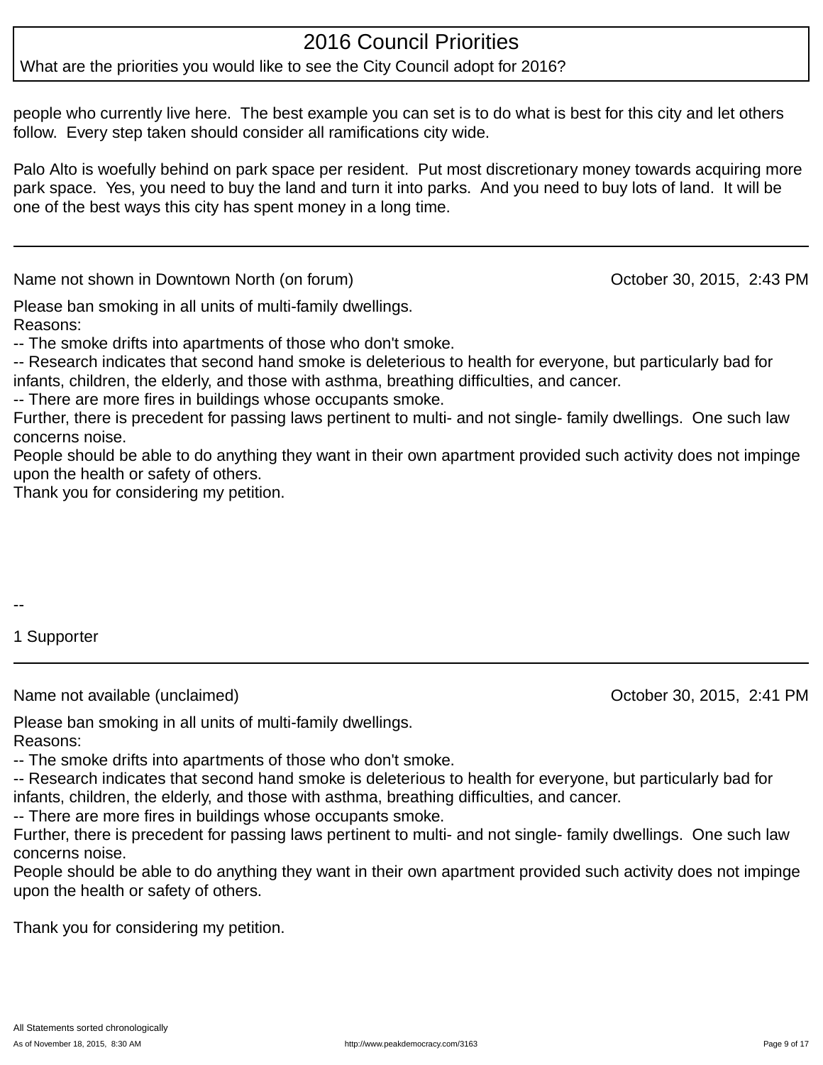# 2016 Council Priorities

What are the priorities you would like to see the City Council adopt for 2016?

people who currently live here. The best example you can set is to do what is best for this city and let others follow. Every step taken should consider all ramifications city wide.

Palo Alto is woefully behind on park space per resident. Put most discretionary money towards acquiring more park space. Yes, you need to buy the land and turn it into parks. And you need to buy lots of land. It will be one of the best ways this city has spent money in a long time.

---

Name not shown in Downtown North (on forum) — October 30, 2015, 2:43 PM

Please ban smoking in all units of multi-family dwellings.
Reasons:
-- The smoke drifts into apartments of those who don't smoke.
-- Research indicates that second hand smoke is deleterious to health for everyone, but particularly bad for infants, children, the elderly, and those with asthma, breathing difficulties, and cancer.
-- There are more fires in buildings whose occupants smoke.
Further, there is precedent for passing laws pertinent to multi- and not single- family dwellings. One such law concerns noise.
People should be able to do anything they want in their own apartment provided such activity does not impinge upon the health or safety of others.
Thank you for considering my petition.

--

1 Supporter

---

Name not available (unclaimed) — October 30, 2015, 2:41 PM

Please ban smoking in all units of multi-family dwellings.
Reasons:
-- The smoke drifts into apartments of those who don't smoke.
-- Research indicates that second hand smoke is deleterious to health for everyone, but particularly bad for infants, children, the elderly, and those with asthma, breathing difficulties, and cancer.
-- There are more fires in buildings whose occupants smoke.
Further, there is precedent for passing laws pertinent to multi- and not single- family dwellings. One such law concerns noise.
People should be able to do anything they want in their own apartment provided such activity does not impinge upon the health or safety of others.

Thank you for considering my petition.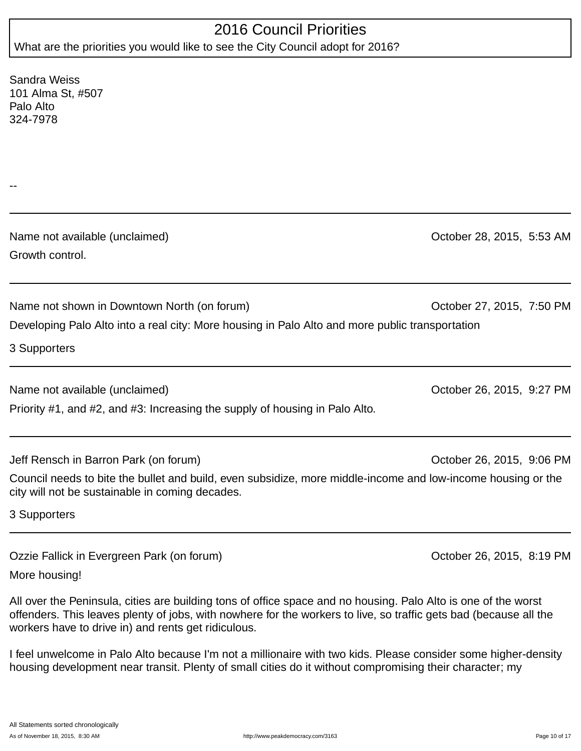# 2016 Council Priorities

What are the priorities you would like to see the City Council adopt for 2016?

Sandra Weiss
101 Alma St, #507
Palo Alto
324-7978

--

---

Name not available (unclaimed) — October 28, 2015, 5:53 AM

Growth control.

---

Name not shown in Downtown North (on forum) — October 27, 2015, 7:50 PM

Developing Palo Alto into a real city: More housing in Palo Alto and more public transportation

3 Supporters

---

Name not available (unclaimed) — October 26, 2015, 9:27 PM

Priority #1, and #2, and #3: Increasing the supply of housing in Palo Alto.

---

Jeff Rensch in Barron Park (on forum) — October 26, 2015, 9:06 PM

Council needs to bite the bullet and build, even subsidize, more middle-income and low-income housing or the city will not be sustainable in coming decades.

3 Supporters

---

Ozzie Fallick in Evergreen Park (on forum) — October 26, 2015, 8:19 PM

More housing!

All over the Peninsula, cities are building tons of office space and no housing. Palo Alto is one of the worst offenders. This leaves plenty of jobs, with nowhere for the workers to live, so traffic gets bad (because all the workers have to drive in) and rents get ridiculous.

I feel unwelcome in Palo Alto because I'm not a millionaire with two kids. Please consider some higher-density housing development near transit. Plenty of small cities do it without compromising their character; my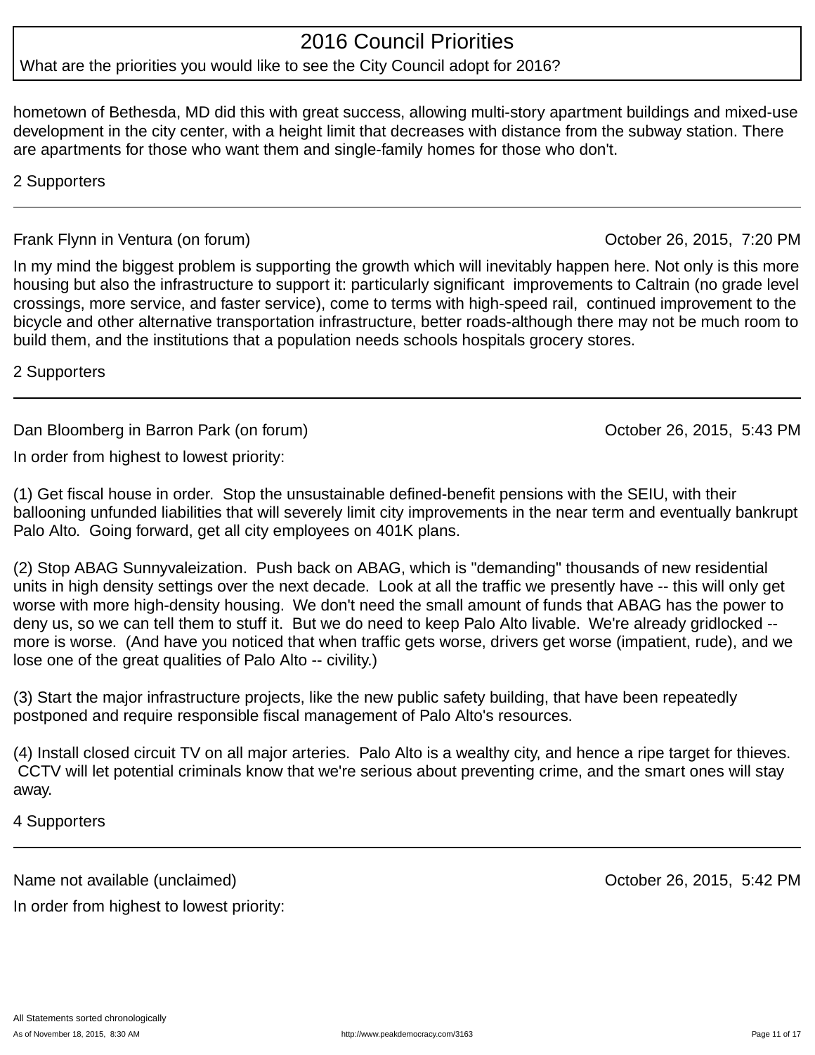hometown of Bethesda, MD did this with great success, allowing multi-story apartment buildings and mixed-use development in the city center, with a height limit that decreases with distance from the subway station. There are apartments for those who want them and single-family homes for those who don't.

2 Supporters

---

Frank Flynn in Ventura (on forum) October 26, 2015, 7:20 PM

In my mind the biggest problem is supporting the growth which will inevitably happen here. Not only is this more housing but also the infrastructure to support it: particularly significant improvements to Caltrain (no grade level crossings, more service, and faster service), come to terms with high-speed rail, continued improvement to the bicycle and other alternative transportation infrastructure, better roads-although there may not be much room to build them, and the institutions that a population needs schools hospitals grocery stores.

2 Supporters

---

Dan Bloomberg in Barron Park (on forum) October 26, 2015, 5:43 PM

In order from highest to lowest priority:

(1) Get fiscal house in order. Stop the unsustainable defined-benefit pensions with the SEIU, with their ballooning unfunded liabilities that will severely limit city improvements in the near term and eventually bankrupt Palo Alto. Going forward, get all city employees on 401K plans.

(2) Stop ABAG Sunnyvaleization. Push back on ABAG, which is "demanding" thousands of new residential units in high density settings over the next decade. Look at all the traffic we presently have -- this will only get worse with more high-density housing. We don't need the small amount of funds that ABAG has the power to deny us, so we can tell them to stuff it. But we do need to keep Palo Alto livable. We're already gridlocked -- more is worse. (And have you noticed that when traffic gets worse, drivers get worse (impatient, rude), and we lose one of the great qualities of Palo Alto -- civility.)

(3) Start the major infrastructure projects, like the new public safety building, that have been repeatedly postponed and require responsible fiscal management of Palo Alto's resources.

(4) Install closed circuit TV on all major arteries. Palo Alto is a wealthy city, and hence a ripe target for thieves. CCTV will let potential criminals know that we're serious about preventing crime, and the smart ones will stay away.

4 Supporters

---

Name not available (unclaimed) October 26, 2015, 5:42 PM

In order from highest to lowest priority: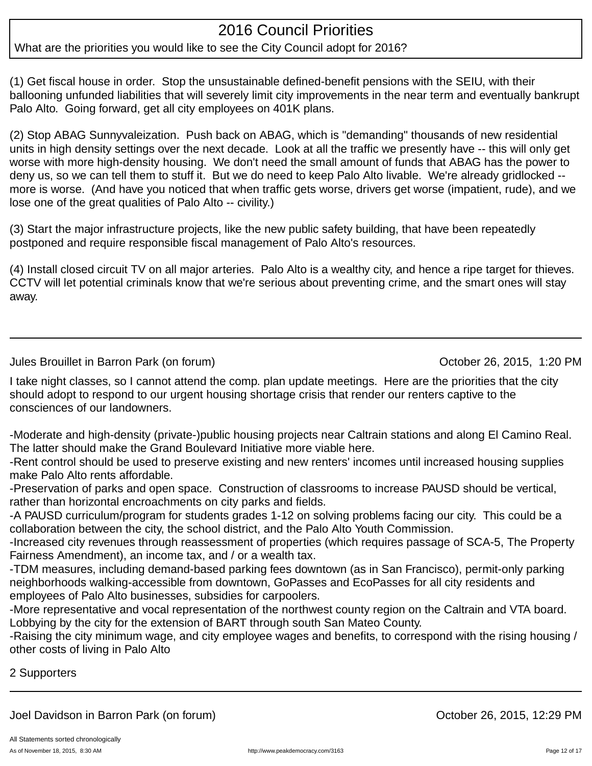## 2016 Council Priorities

What are the priorities you would like to see the City Council adopt for 2016?

(1) Get fiscal house in order. Stop the unsustainable defined-benefit pensions with the SEIU, with their ballooning unfunded liabilities that will severely limit city improvements in the near term and eventually bankrupt Palo Alto. Going forward, get all city employees on 401K plans.

(2) Stop ABAG Sunnyvaleization. Push back on ABAG, which is "demanding" thousands of new residential units in high density settings over the next decade. Look at all the traffic we presently have -- this will only get worse with more high-density housing. We don't need the small amount of funds that ABAG has the power to deny us, so we can tell them to stuff it. But we do need to keep Palo Alto livable. We're already gridlocked -- more is worse. (And have you noticed that when traffic gets worse, drivers get worse (impatient, rude), and we lose one of the great qualities of Palo Alto -- civility.)

(3) Start the major infrastructure projects, like the new public safety building, that have been repeatedly postponed and require responsible fiscal management of Palo Alto's resources.

(4) Install closed circuit TV on all major arteries. Palo Alto is a wealthy city, and hence a ripe target for thieves. CCTV will let potential criminals know that we're serious about preventing crime, and the smart ones will stay away.

---

Jules Brouillet in Barron Park (on forum) — October 26, 2015, 1:20 PM

I take night classes, so I cannot attend the comp. plan update meetings. Here are the priorities that the city should adopt to respond to our urgent housing shortage crisis that render our renters captive to the consciences of our landowners.

-Moderate and high-density (private-)public housing projects near Caltrain stations and along El Camino Real. The latter should make the Grand Boulevard Initiative more viable here.
-Rent control should be used to preserve existing and new renters' incomes until increased housing supplies make Palo Alto rents affordable.
-Preservation of parks and open space. Construction of classrooms to increase PAUSD should be vertical, rather than horizontal encroachments on city parks and fields.
-A PAUSD curriculum/program for students grades 1-12 on solving problems facing our city. This could be a collaboration between the city, the school district, and the Palo Alto Youth Commission.
-Increased city revenues through reassessment of properties (which requires passage of SCA-5, The Property Fairness Amendment), an income tax, and / or a wealth tax.
-TDM measures, including demand-based parking fees downtown (as in San Francisco), permit-only parking neighborhoods walking-accessible from downtown, GoPasses and EcoPasses for all city residents and employees of Palo Alto businesses, subsidies for carpoolers.
-More representative and vocal representation of the northwest county region on the Caltrain and VTA board. Lobbying by the city for the extension of BART through south San Mateo County.
-Raising the city minimum wage, and city employee wages and benefits, to correspond with the rising housing / other costs of living in Palo Alto

2 Supporters

---

Joel Davidson in Barron Park (on forum) — October 26, 2015, 12:29 PM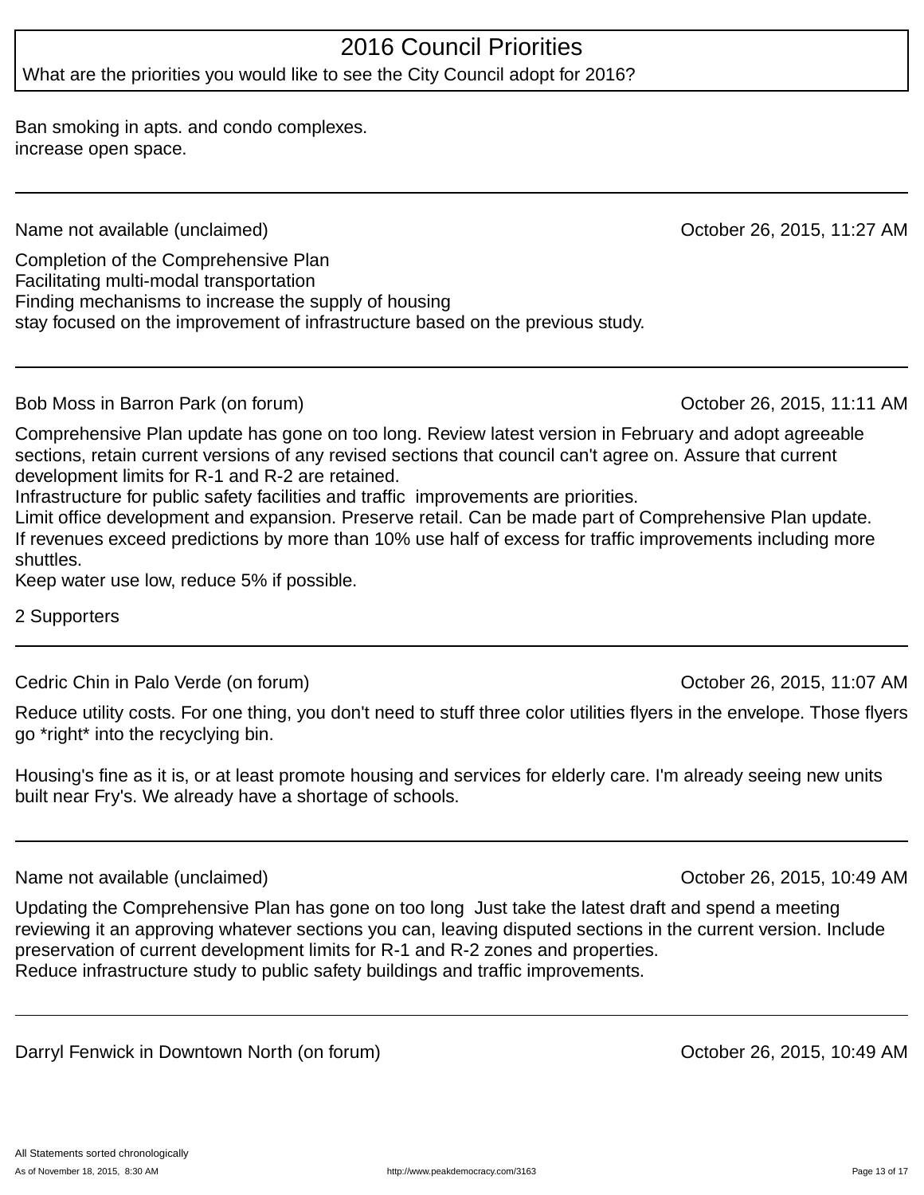## 2016 Council Priorities

What are the priorities you would like to see the City Council adopt for 2016?

Ban smoking in apts. and condo complexes.
increase open space.

---

Name not available (unclaimed) — October 26, 2015, 11:27 AM

Completion of the Comprehensive Plan
Facilitating multi-modal transportation
Finding mechanisms to increase the supply of housing
stay focused on the improvement of infrastructure based on the previous study.

---

Bob Moss in Barron Park (on forum) — October 26, 2015, 11:11 AM

Comprehensive Plan update has gone on too long. Review latest version in February and adopt agreeable sections, retain current versions of any revised sections that council can't agree on. Assure that current development limits for R-1 and R-2 are retained.
Infrastructure for public safety facilities and traffic improvements are priorities.
Limit office development and expansion. Preserve retail. Can be made part of Comprehensive Plan update.
If revenues exceed predictions by more than 10% use half of excess for traffic improvements including more shuttles.
Keep water use low, reduce 5% if possible.

2 Supporters

---

Cedric Chin in Palo Verde (on forum) — October 26, 2015, 11:07 AM

Reduce utility costs. For one thing, you don't need to stuff three color utilities flyers in the envelope. Those flyers go *right* into the recyclying bin.

Housing's fine as it is, or at least promote housing and services for elderly care. I'm already seeing new units built near Fry's. We already have a shortage of schools.

---

Name not available (unclaimed) — October 26, 2015, 10:49 AM

Updating the Comprehensive Plan has gone on too long Just take the latest draft and spend a meeting reviewing it an approving whatever sections you can, leaving disputed sections in the current version. Include preservation of current development limits for R-1 and R-2 zones and properties.
Reduce infrastructure study to public safety buildings and traffic improvements.

---

Darryl Fenwick in Downtown North (on forum) — October 26, 2015, 10:49 AM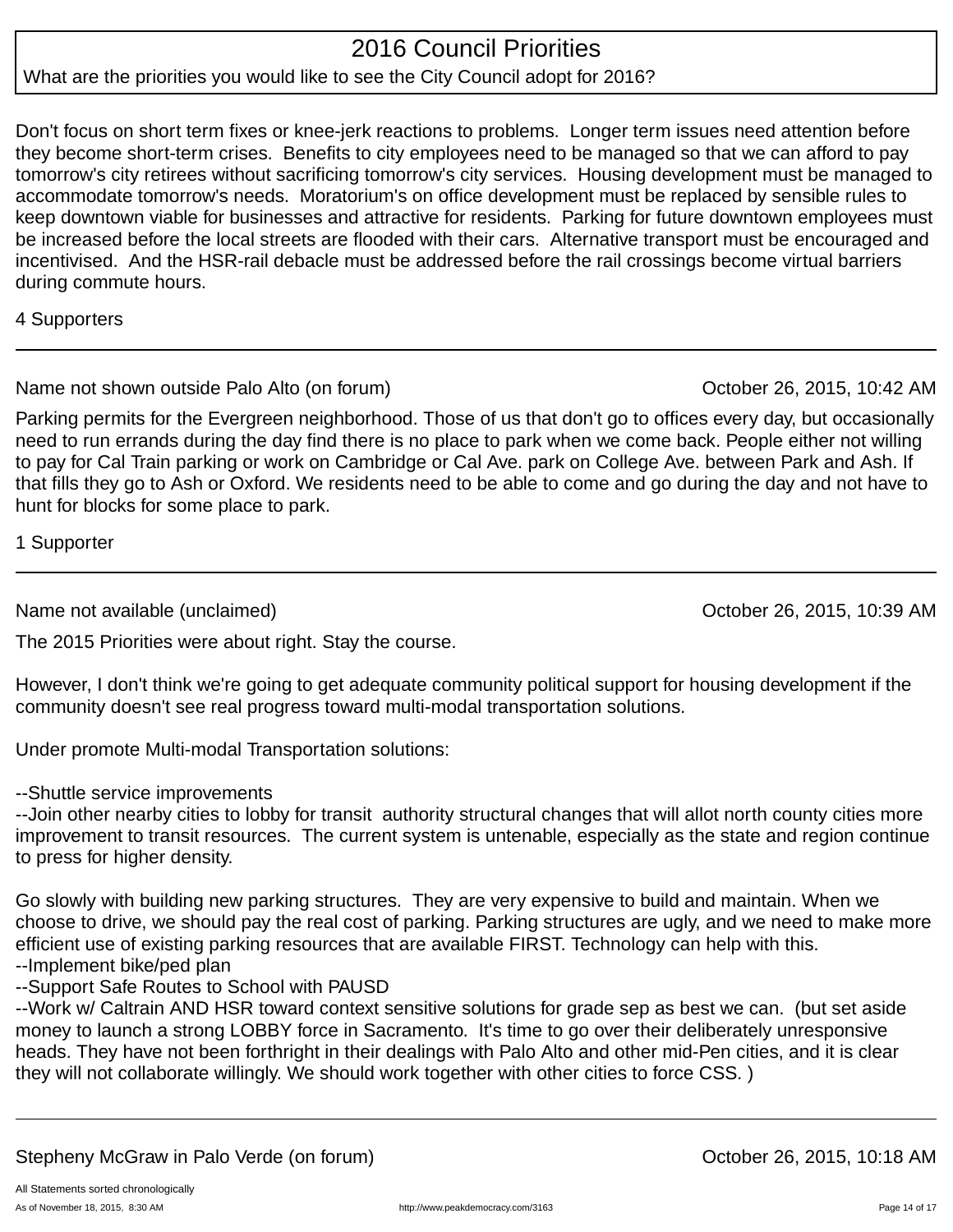# 2016 Council Priorities

What are the priorities you would like to see the City Council adopt for 2016?

Don't focus on short term fixes or knee-jerk reactions to problems. Longer term issues need attention before they become short-term crises. Benefits to city employees need to be managed so that we can afford to pay tomorrow's city retirees without sacrificing tomorrow's city services. Housing development must be managed to accommodate tomorrow's needs. Moratorium's on office development must be replaced by sensible rules to keep downtown viable for businesses and attractive for residents. Parking for future downtown employees must be increased before the local streets are flooded with their cars. Alternative transport must be encouraged and incentivised. And the HSR-rail debacle must be addressed before the rail crossings become virtual barriers during commute hours.

4 Supporters

---

Name not shown outside Palo Alto (on forum) — October 26, 2015, 10:42 AM

Parking permits for the Evergreen neighborhood. Those of us that don't go to offices every day, but occasionally need to run errands during the day find there is no place to park when we come back. People either not willing to pay for Cal Train parking or work on Cambridge or Cal Ave. park on College Ave. between Park and Ash. If that fills they go to Ash or Oxford. We residents need to be able to come and go during the day and not have to hunt for blocks for some place to park.

1 Supporter

---

Name not available (unclaimed) — October 26, 2015, 10:39 AM

The 2015 Priorities were about right. Stay the course.

However, I don't think we're going to get adequate community political support for housing development if the community doesn't see real progress toward multi-modal transportation solutions.

Under promote Multi-modal Transportation solutions:

--Shuttle service improvements
--Join other nearby cities to lobby for transit authority structural changes that will allot north county cities more improvement to transit resources. The current system is untenable, especially as the state and region continue to press for higher density.

Go slowly with building new parking structures. They are very expensive to build and maintain. When we choose to drive, we should pay the real cost of parking. Parking structures are ugly, and we need to make more efficient use of existing parking resources that are available FIRST. Technology can help with this.
--Implement bike/ped plan
--Support Safe Routes to School with PAUSD
--Work w/ Caltrain AND HSR toward context sensitive solutions for grade sep as best we can. (but set aside money to launch a strong LOBBY force in Sacramento. It's time to go over their deliberately unresponsive heads. They have not been forthright in their dealings with Palo Alto and other mid-Pen cities, and it is clear they will not collaborate willingly. We should work together with other cities to force CSS. )

---

Stepheny McGraw in Palo Verde (on forum) — October 26, 2015, 10:18 AM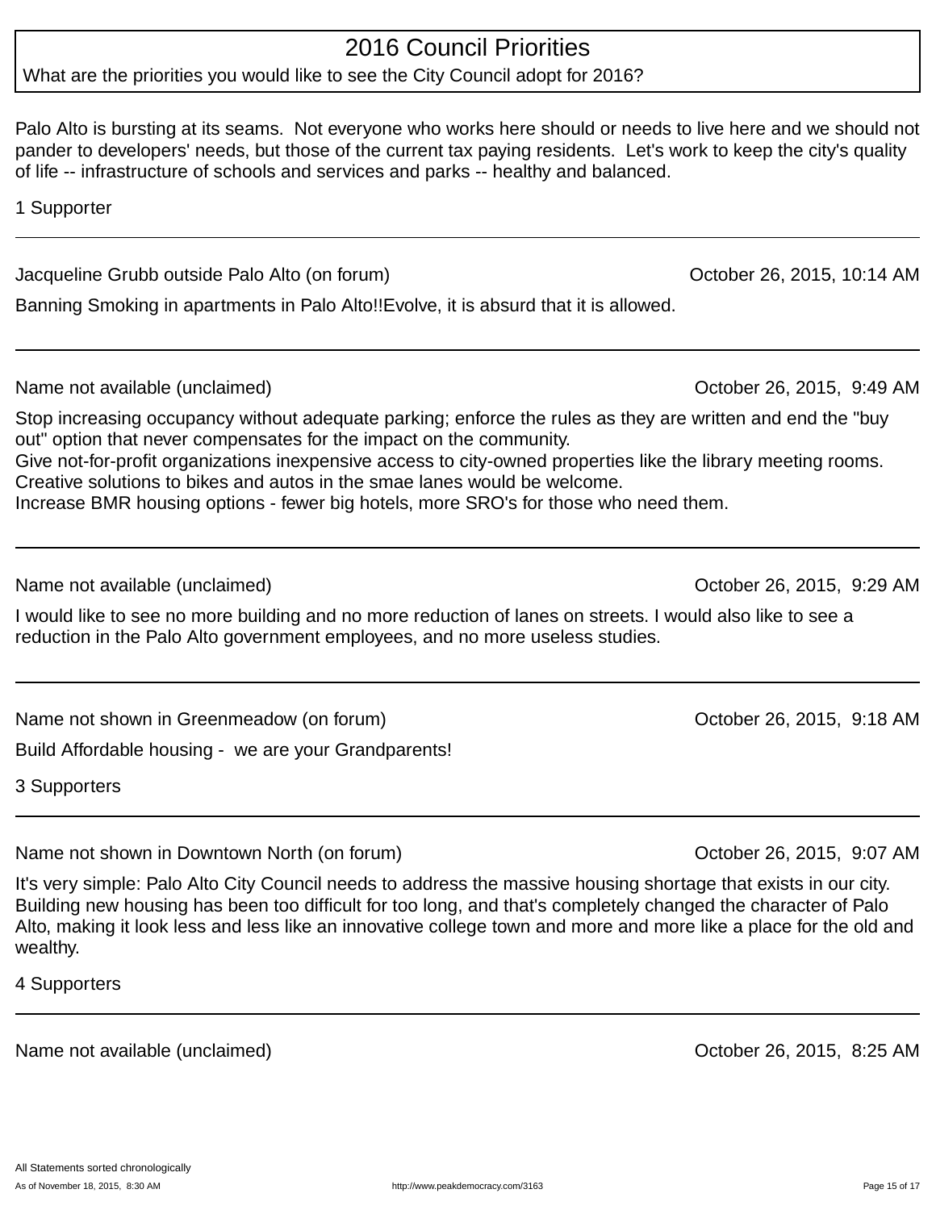# 2016 Council Priorities

What are the priorities you would like to see the City Council adopt for 2016?

Palo Alto is bursting at its seams. Not everyone who works here should or needs to live here and we should not pander to developers' needs, but those of the current tax paying residents. Let's work to keep the city's quality of life -- infrastructure of schools and services and parks -- healthy and balanced.

1 Supporter

---

Jacqueline Grubb outside Palo Alto (on forum) — October 26, 2015, 10:14 AM

Banning Smoking in apartments in Palo Alto!!Evolve, it is absurd that it is allowed.

---

Name not available (unclaimed) — October 26, 2015, 9:49 AM

Stop increasing occupancy without adequate parking; enforce the rules as they are written and end the "buy out" option that never compensates for the impact on the community.
Give not-for-profit organizations inexpensive access to city-owned properties like the library meeting rooms.
Creative solutions to bikes and autos in the smae lanes would be welcome.
Increase BMR housing options - fewer big hotels, more SRO's for those who need them.

---

Name not available (unclaimed) — October 26, 2015, 9:29 AM

I would like to see no more building and no more reduction of lanes on streets. I would also like to see a reduction in the Palo Alto government employees, and no more useless studies.

---

Name not shown in Greenmeadow (on forum) — October 26, 2015, 9:18 AM

Build Affordable housing - we are your Grandparents!

3 Supporters

---

Name not shown in Downtown North (on forum) — October 26, 2015, 9:07 AM

It's very simple: Palo Alto City Council needs to address the massive housing shortage that exists in our city. Building new housing has been too difficult for too long, and that's completely changed the character of Palo Alto, making it look less and less like an innovative college town and more and more like a place for the old and wealthy.

4 Supporters

---

Name not available (unclaimed) — October 26, 2015, 8:25 AM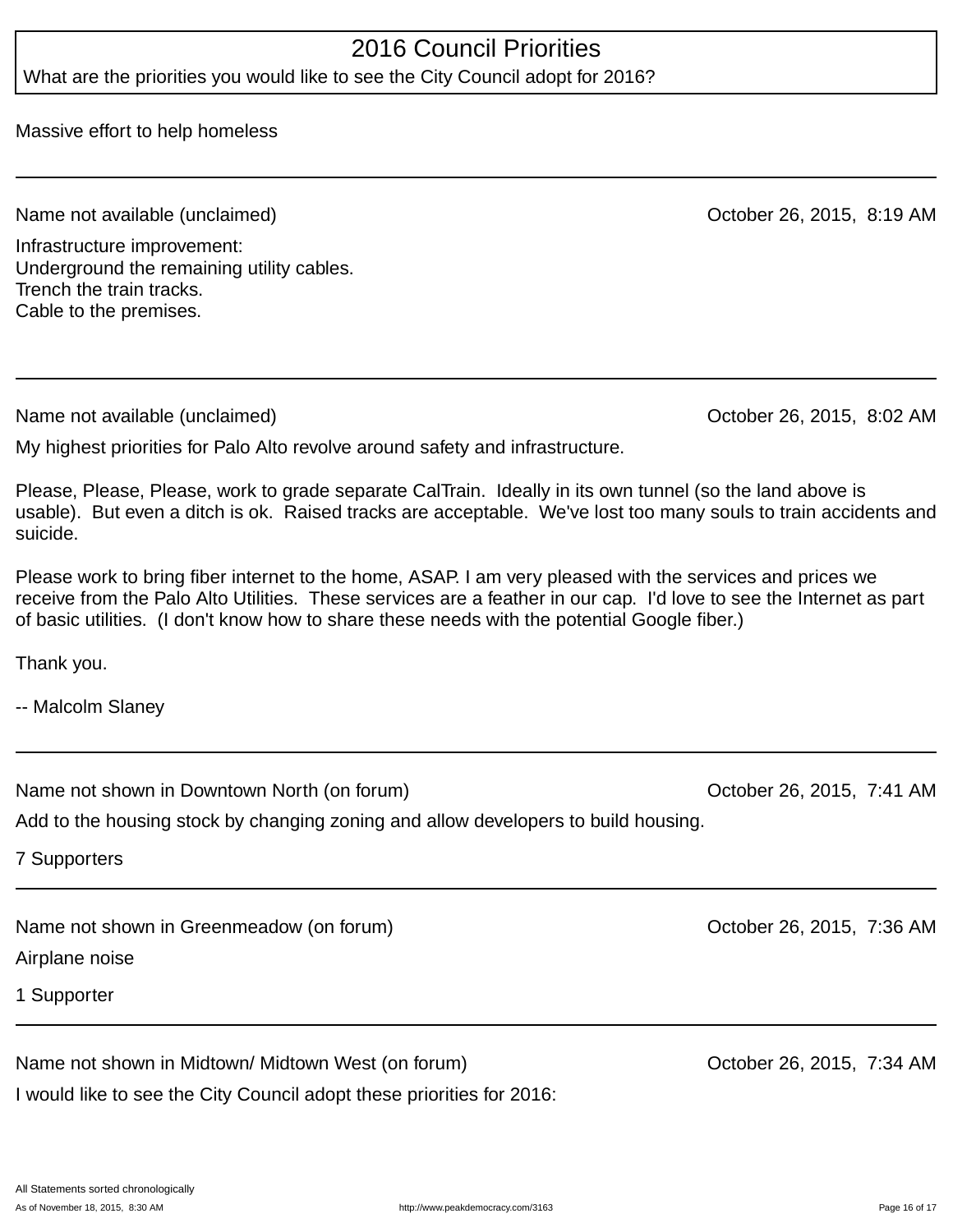# 2016 Council Priorities

What are the priorities you would like to see the City Council adopt for 2016?

Massive effort to help homeless

---

Name not available (unclaimed) October 26, 2015, 8:19 AM

Infrastructure improvement:
Underground the remaining utility cables.
Trench the train tracks.
Cable to the premises.

---

Name not available (unclaimed) October 26, 2015, 8:02 AM

My highest priorities for Palo Alto revolve around safety and infrastructure.

Please, Please, Please, work to grade separate CalTrain. Ideally in its own tunnel (so the land above is usable). But even a ditch is ok. Raised tracks are acceptable. We've lost too many souls to train accidents and suicide.

Please work to bring fiber internet to the home, ASAP. I am very pleased with the services and prices we receive from the Palo Alto Utilities. These services are a feather in our cap. I'd love to see the Internet as part of basic utilities. (I don't know how to share these needs with the potential Google fiber.)

Thank you.

-- Malcolm Slaney

---

Name not shown in Downtown North (on forum) October 26, 2015, 7:41 AM

Add to the housing stock by changing zoning and allow developers to build housing.

7 Supporters

---

Name not shown in Greenmeadow (on forum) October 26, 2015, 7:36 AM

Airplane noise

1 Supporter

---

Name not shown in Midtown/ Midtown West (on forum) October 26, 2015, 7:34 AM

I would like to see the City Council adopt these priorities for 2016: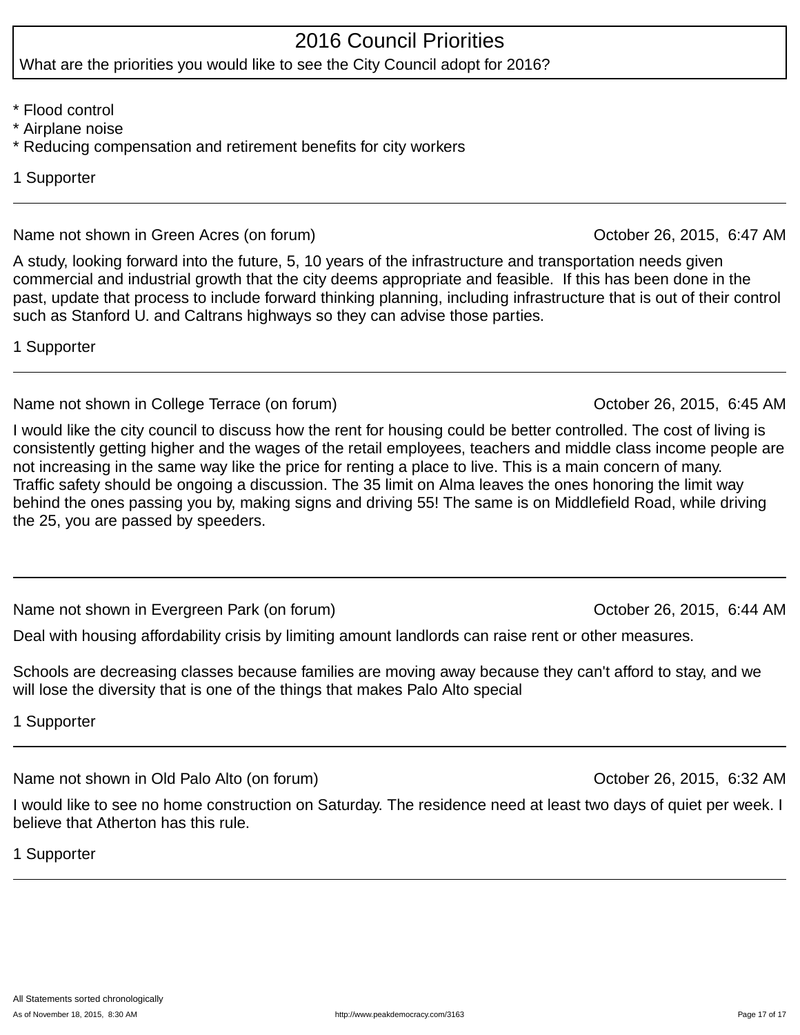## 2016 Council Priorities

What are the priorities you would like to see the City Council adopt for 2016?

* Flood control
* Airplane noise
* Reducing compensation and retirement benefits for city workers

1 Supporter

---

Name not shown in Green Acres (on forum) October 26, 2015, 6:47 AM

A study, looking forward into the future, 5, 10 years of the infrastructure and transportation needs given commercial and industrial growth that the city deems appropriate and feasible. If this has been done in the past, update that process to include forward thinking planning, including infrastructure that is out of their control such as Stanford U. and Caltrans highways so they can advise those parties.

1 Supporter

---

Name not shown in College Terrace (on forum) October 26, 2015, 6:45 AM

I would like the city council to discuss how the rent for housing could be better controlled. The cost of living is consistently getting higher and the wages of the retail employees, teachers and middle class income people are not increasing in the same way like the price for renting a place to live. This is a main concern of many.
Traffic safety should be ongoing a discussion. The 35 limit on Alma leaves the ones honoring the limit way behind the ones passing you by, making signs and driving 55! The same is on Middlefield Road, while driving the 25, you are passed by speeders.

---

Name not shown in Evergreen Park (on forum) October 26, 2015, 6:44 AM

Deal with housing affordability crisis by limiting amount landlords can raise rent or other measures.

Schools are decreasing classes because families are moving away because they can't afford to stay, and we will lose the diversity that is one of the things that makes Palo Alto special

1 Supporter

---

Name not shown in Old Palo Alto (on forum) October 26, 2015, 6:32 AM

I would like to see no home construction on Saturday. The residence need at least two days of quiet per week. I believe that Atherton has this rule.

1 Supporter

---

All Statements sorted chronologically

As of November 18, 2015, 8:30 AM http://www.peakdemocracy.com/3163